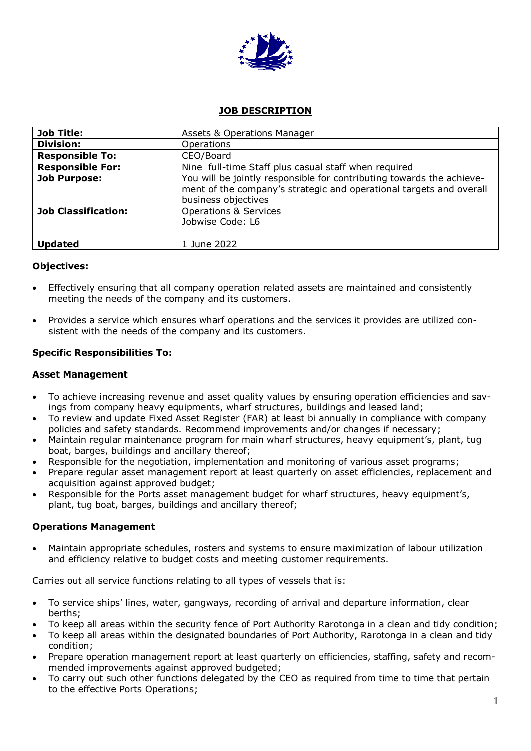**JOB DESCRIPTION**

| **Job Title:** | Assets & Operations Manager |
|---|---|
| **Division:** | Operations |
| **Responsible To:** | CEO/Board |
| **Responsible For:** | Nine full-time Staff plus casual staff when required |
| **Job Purpose:** | You will be jointly responsible for contributing towards the achievement of the company's strategic and operational targets and overall business objectives |
| **Job Classification:** | Operations & Services<br>Jobwise Code: L6 |
| **Updated** | 1 June 2022 |

**Objectives:**

- Effectively ensuring that all company operation related assets are maintained and consistently meeting the needs of the company and its customers.

- Provides a service which ensures wharf operations and the services it provides are utilized consistent with the needs of the company and its customers.

**Specific Responsibilities To:**

**Asset Management**

- To achieve increasing revenue and asset quality values by ensuring operation efficiencies and savings from company heavy equipments, wharf structures, buildings and leased land;
- To review and update Fixed Asset Register (FAR) at least bi annually in compliance with company policies and safety standards. Recommend improvements and/or changes if necessary;
- Maintain regular maintenance program for main wharf structures, heavy equipment's, plant, tug boat, barges, buildings and ancillary thereof;
- Responsible for the negotiation, implementation and monitoring of various asset programs;
- Prepare regular asset management report at least quarterly on asset efficiencies, replacement and acquisition against approved budget;
- Responsible for the Ports asset management budget for wharf structures, heavy equipment's, plant, tug boat, barges, buildings and ancillary thereof;

**Operations Management**

- Maintain appropriate schedules, rosters and systems to ensure maximization of labour utilization and efficiency relative to budget costs and meeting customer requirements.

Carries out all service functions relating to all types of vessels that is:

- To service ships' lines, water, gangways, recording of arrival and departure information, clear berths;
- To keep all areas within the security fence of Port Authority Rarotonga in a clean and tidy condition;
- To keep all areas within the designated boundaries of Port Authority, Rarotonga in a clean and tidy condition;
- Prepare operation management report at least quarterly on efficiencies, staffing, safety and recommended improvements against approved budgeted;
- To carry out such other functions delegated by the CEO as required from time to time that pertain to the effective Ports Operations;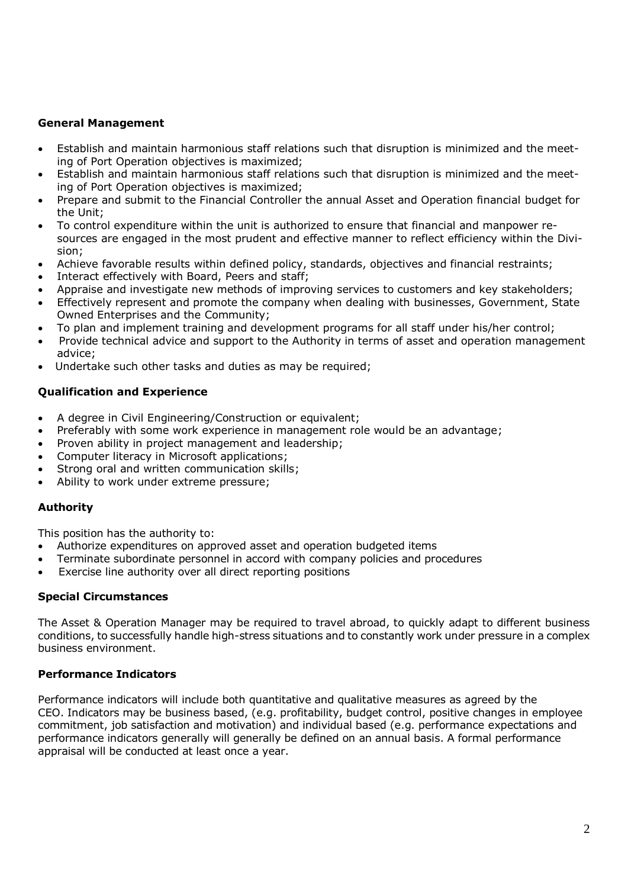## General Management

- Establish and maintain harmonious staff relations such that disruption is minimized and the meeting of Port Operation objectives is maximized;
- Establish and maintain harmonious staff relations such that disruption is minimized and the meeting of Port Operation objectives is maximized;
- Prepare and submit to the Financial Controller the annual Asset and Operation financial budget for the Unit;
- To control expenditure within the unit is authorized to ensure that financial and manpower resources are engaged in the most prudent and effective manner to reflect efficiency within the Division;
- Achieve favorable results within defined policy, standards, objectives and financial restraints;
- Interact effectively with Board, Peers and staff;
- Appraise and investigate new methods of improving services to customers and key stakeholders;
- Effectively represent and promote the company when dealing with businesses, Government, State Owned Enterprises and the Community;
- To plan and implement training and development programs for all staff under his/her control;
- Provide technical advice and support to the Authority in terms of asset and operation management advice;
- Undertake such other tasks and duties as may be required;

## Qualification and Experience

- A degree in Civil Engineering/Construction or equivalent;
- Preferably with some work experience in management role would be an advantage;
- Proven ability in project management and leadership;
- Computer literacy in Microsoft applications;
- Strong oral and written communication skills;
- Ability to work under extreme pressure;

## Authority

This position has the authority to:

- Authorize expenditures on approved asset and operation budgeted items
- Terminate subordinate personnel in accord with company policies and procedures
- Exercise line authority over all direct reporting positions

## Special Circumstances

The Asset & Operation Manager may be required to travel abroad, to quickly adapt to different business conditions, to successfully handle high-stress situations and to constantly work under pressure in a complex business environment.

## Performance Indicators

Performance indicators will include both quantitative and qualitative measures as agreed by the CEO. Indicators may be business based, (e.g. profitability, budget control, positive changes in employee commitment, job satisfaction and motivation) and individual based (e.g. performance expectations and performance indicators generally will generally be defined on an annual basis. A formal performance appraisal will be conducted at least once a year.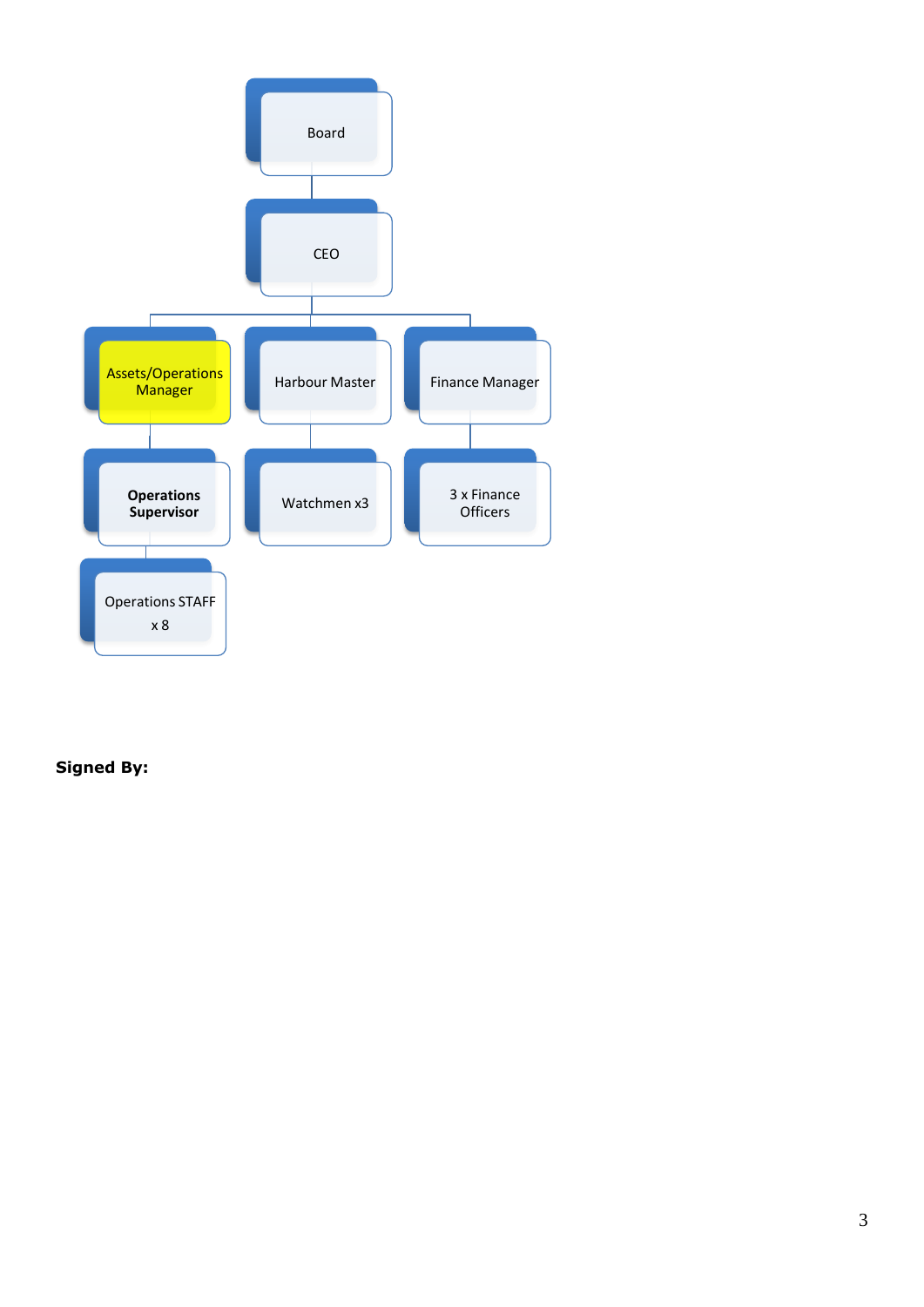Board

CEO

Assets/Operations Manager

Harbour Master

Finance Manager

**Operations Supervisor**

Watchmen x3

3 x Finance Officers

Operations STAFF x 8

**Signed By:**